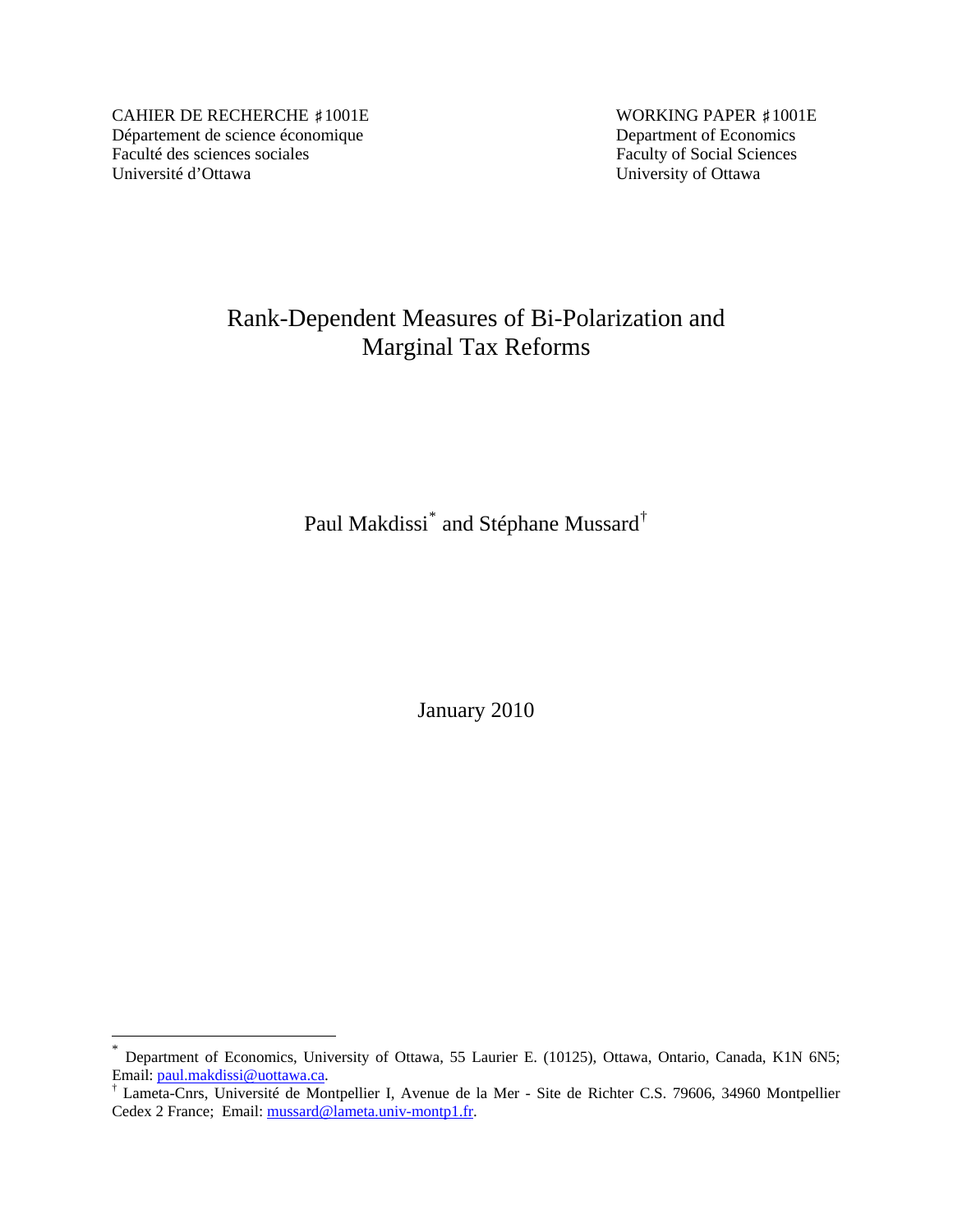CAHIER DE RECHERCHE ♯1001E
Département de science économique
Faculté des sciences sociales
Université d'Ottawa

WORKING PAPER ♯1001E
Department of Economics
Faculty of Social Sciences
University of Ottawa

# Rank-Dependent Measures of Bi-Polarization and Marginal Tax Reforms

Paul Makdissi[*] and Stéphane Mussard[†]

January 2010

---

[*] Department of Economics, University of Ottawa, 55 Laurier E. (10125), Ottawa, Ontario, Canada, K1N 6N5; Email: paul.makdissi@uottawa.ca.

[†] Lameta-Cnrs, Université de Montpellier I, Avenue de la Mer - Site de Richter C.S. 79606, 34960 Montpellier Cedex 2 France; Email: mussard@lameta.univ-montp1.fr.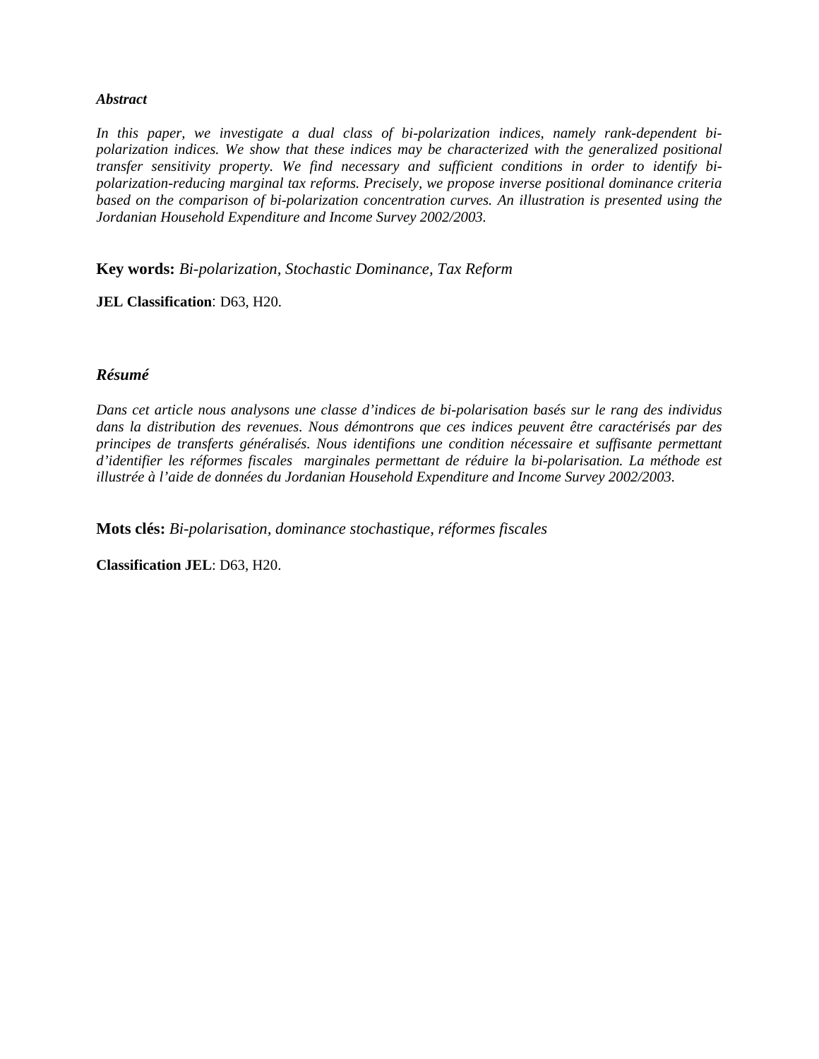***Abstract***

*In this paper, we investigate a dual class of bi-polarization indices, namely rank-dependent bi-polarization indices. We show that these indices may be characterized with the generalized positional transfer sensitivity property. We find necessary and sufficient conditions in order to identify bi-polarization-reducing marginal tax reforms. Precisely, we propose inverse positional dominance criteria based on the comparison of bi-polarization concentration curves. An illustration is presented using the Jordanian Household Expenditure and Income Survey 2002/2003.*

**Key words:** *Bi-polarization, Stochastic Dominance, Tax Reform*

**JEL Classification**: D63, H20.

## ***Résumé***

*Dans cet article nous analysons une classe d'indices de bi-polarisation basés sur le rang des individus dans la distribution des revenues. Nous démontrons que ces indices peuvent être caractérisés par des principes de transferts généralisés. Nous identifions une condition nécessaire et suffisante permettant d'identifier les réformes fiscales marginales permettant de réduire la bi-polarisation. La méthode est illustrée à l'aide de données du Jordanian Household Expenditure and Income Survey 2002/2003.*

**Mots clés:** *Bi-polarisation, dominance stochastique, réformes fiscales*

**Classification JEL**: D63, H20.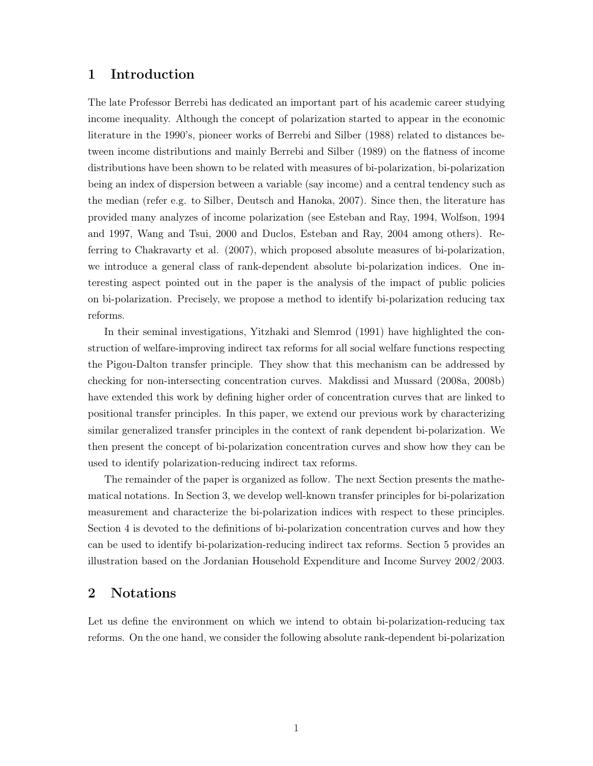## 1 Introduction

The late Professor Berrebi has dedicated an important part of his academic career studying income inequality. Although the concept of polarization started to appear in the economic literature in the 1990's, pioneer works of Berrebi and Silber (1988) related to distances between income distributions and mainly Berrebi and Silber (1989) on the flatness of income distributions have been shown to be related with measures of bi-polarization, bi-polarization being an index of dispersion between a variable (say income) and a central tendency such as the median (refer e.g. to Silber, Deutsch and Hanoka, 2007). Since then, the literature has provided many analyzes of income polarization (see Esteban and Ray, 1994, Wolfson, 1994 and 1997, Wang and Tsui, 2000 and Duclos, Esteban and Ray, 2004 among others). Referring to Chakravarty et al. (2007), which proposed absolute measures of bi-polarization, we introduce a general class of rank-dependent absolute bi-polarization indices. One interesting aspect pointed out in the paper is the analysis of the impact of public policies on bi-polarization. Precisely, we propose a method to identify bi-polarization reducing tax reforms.

In their seminal investigations, Yitzhaki and Slemrod (1991) have highlighted the construction of welfare-improving indirect tax reforms for all social welfare functions respecting the Pigou-Dalton transfer principle. They show that this mechanism can be addressed by checking for non-intersecting concentration curves. Makdissi and Mussard (2008a, 2008b) have extended this work by defining higher order of concentration curves that are linked to positional transfer principles. In this paper, we extend our previous work by characterizing similar generalized transfer principles in the context of rank dependent bi-polarization. We then present the concept of bi-polarization concentration curves and show how they can be used to identify polarization-reducing indirect tax reforms.

The remainder of the paper is organized as follow. The next Section presents the mathematical notations. In Section 3, we develop well-known transfer principles for bi-polarization measurement and characterize the bi-polarization indices with respect to these principles. Section 4 is devoted to the definitions of bi-polarization concentration curves and how they can be used to identify bi-polarization-reducing indirect tax reforms. Section 5 provides an illustration based on the Jordanian Household Expenditure and Income Survey 2002/2003.

## 2 Notations

Let us define the environment on which we intend to obtain bi-polarization-reducing tax reforms. On the one hand, we consider the following absolute rank-dependent bi-polarization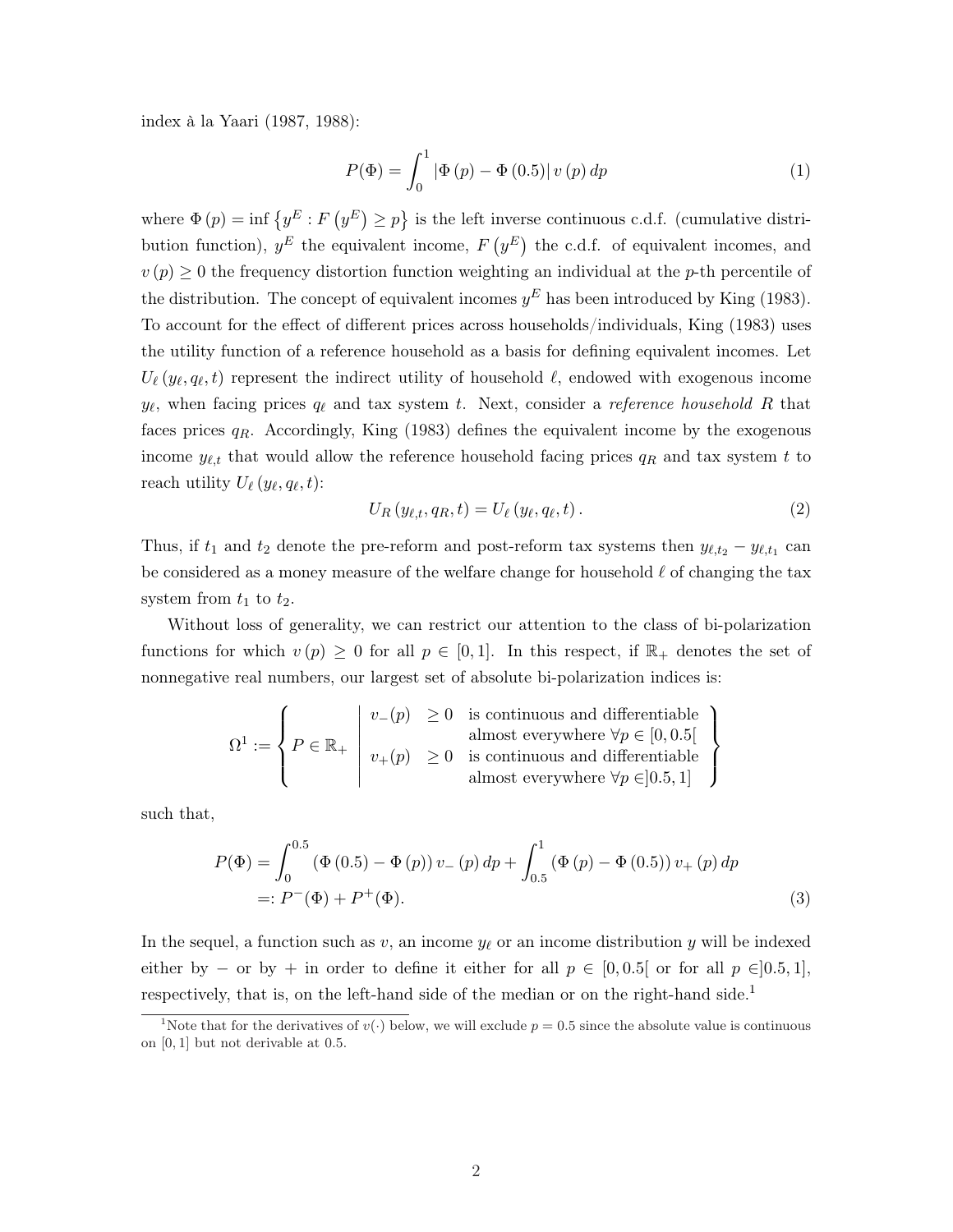index à la Yaari (1987, 1988):

$$P(\Phi) = \int_0^1 |\Phi(p) - \Phi(0.5)| \, v(p) \, dp \tag{1}$$

where $\Phi(p) = \inf \{y^E : F(y^E) \geq p\}$ is the left inverse continuous c.d.f. (cumulative distribution function), $y^E$ the equivalent income, $F(y^E)$ the c.d.f. of equivalent incomes, and $v(p) \geq 0$ the frequency distortion function weighting an individual at the $p$-th percentile of the distribution. The concept of equivalent incomes $y^E$ has been introduced by King (1983). To account for the effect of different prices across households/individuals, King (1983) uses the utility function of a reference household as a basis for defining equivalent incomes. Let $U_\ell(y_\ell, q_\ell, t)$ represent the indirect utility of household $\ell$, endowed with exogenous income $y_\ell$, when facing prices $q_\ell$ and tax system $t$. Next, consider a *reference household* $R$ that faces prices $q_R$. Accordingly, King (1983) defines the equivalent income by the exogenous income $y_{\ell,t}$ that would allow the reference household facing prices $q_R$ and tax system $t$ to reach utility $U_\ell(y_\ell, q_\ell, t)$:

$$U_R(y_{\ell,t}, q_R, t) = U_\ell(y_\ell, q_\ell, t). \tag{2}$$

Thus, if $t_1$ and $t_2$ denote the pre-reform and post-reform tax systems then $y_{\ell,t_2} - y_{\ell,t_1}$ can be considered as a money measure of the welfare change for household $\ell$ of changing the tax system from $t_1$ to $t_2$.

Without loss of generality, we can restrict our attention to the class of bi-polarization functions for which $v(p) \geq 0$ for all $p \in [0,1]$. In this respect, if $\mathbb{R}_+$ denotes the set of nonnegative real numbers, our largest set of absolute bi-polarization indices is:

$$\Omega^1 := \left\{ P \in \mathbb{R}_+ \;\middle|\; \begin{array}{lll} v_-(p) & \geq 0 & \text{is continuous and differentiable} \\ & & \text{almost everywhere } \forall p \in [0, 0.5[ \\ v_+(p) & \geq 0 & \text{is continuous and differentiable} \\ & & \text{almost everywhere } \forall p \in ]0.5, 1] \end{array} \right\}$$

such that,

$$\begin{aligned} P(\Phi) &= \int_0^{0.5} (\Phi(0.5) - \Phi(p)) \, v_-(p) \, dp + \int_{0.5}^1 (\Phi(p) - \Phi(0.5)) \, v_+(p) \, dp \\ &=: P^-(\Phi) + P^+(\Phi). \end{aligned} \tag{3}$$

In the sequel, a function such as $v$, an income $y_\ell$ or an income distribution $y$ will be indexed either by $-$ or by $+$ in order to define it either for all $p \in [0, 0.5[$ or for all $p \in ]0.5, 1]$, respectively, that is, on the left-hand side of the median or on the right-hand side.[1]

[1] Note that for the derivatives of $v(\cdot)$ below, we will exclude $p = 0.5$ since the absolute value is continuous on $[0,1]$ but not derivable at 0.5.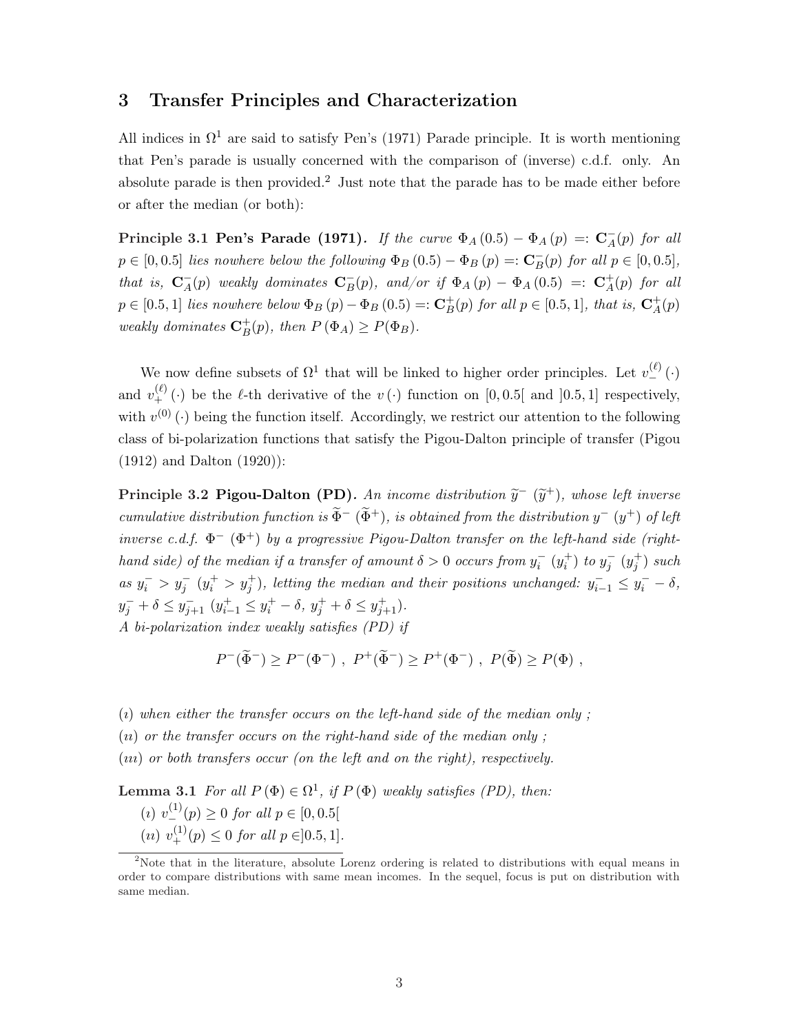## 3 Transfer Principles and Characterization

All indices in $\Omega^1$ are said to satisfy Pen's (1971) Parade principle. It is worth mentioning that Pen's parade is usually concerned with the comparison of (inverse) c.d.f. only. An absolute parade is then provided.[2] Just note that the parade has to be made either before or after the median (or both):

**Principle 3.1 Pen's Parade (1971).** *If the curve $\Phi_A(0.5) - \Phi_A(p) =: \mathbf{C}_A^-(p)$ for all $p \in [0, 0.5]$ lies nowhere below the following $\Phi_B(0.5) - \Phi_B(p) =: \mathbf{C}_B^-(p)$ for all $p \in [0, 0.5]$, that is, $\mathbf{C}_A^-(p)$ weakly dominates $\mathbf{C}_B^-(p)$, and/or if $\Phi_A(p) - \Phi_A(0.5) =: \mathbf{C}_A^+(p)$ for all $p \in [0.5, 1]$ lies nowhere below $\Phi_B(p) - \Phi_B(0.5) =: \mathbf{C}_B^+(p)$ for all $p \in [0.5, 1]$, that is, $\mathbf{C}_A^+(p)$ weakly dominates $\mathbf{C}_B^+(p)$, then $P(\Phi_A) \geq P(\Phi_B)$.*

We now define subsets of $\Omega^1$ that will be linked to higher order principles. Let $v_-^{(\ell)}(\cdot)$ and $v_+^{(\ell)}(\cdot)$ be the $\ell$-th derivative of the $v(\cdot)$ function on $[0, 0.5[$ and $]0.5, 1]$ respectively, with $v^{(0)}(\cdot)$ being the function itself. Accordingly, we restrict our attention to the following class of bi-polarization functions that satisfy the Pigou-Dalton principle of transfer (Pigou (1912) and Dalton (1920)):

**Principle 3.2 Pigou-Dalton (PD).** *An income distribution $\widetilde{y}^-$ ($\widetilde{y}^+$), whose left inverse cumulative distribution function is $\widetilde{\Phi}^-$ ($\widetilde{\Phi}^+$), is obtained from the distribution $y^-$ ($y^+$) of left inverse c.d.f. $\Phi^-$ ($\Phi^+$) by a progressive Pigou-Dalton transfer on the left-hand side (right-hand side) of the median if a transfer of amount $\delta > 0$ occurs from $y_i^-$ ($y_i^+$) to $y_j^-$ ($y_j^+$) such as $y_i^- > y_j^-$ ($y_i^+ > y_j^+$), letting the median and their positions unchanged: $y_{i-1}^- \leq y_i^- - \delta$, $y_j^- + \delta \leq y_{j+1}^-$ ($y_{i-1}^+ \leq y_i^+ - \delta$, $y_j^+ + \delta \leq y_{j+1}^+$).*
*A bi-polarization index weakly satisfies (PD) if*

$$P^-(\widetilde{\Phi}^-) \geq P^-(\Phi^-) \ , \ P^+(\widetilde{\Phi}^-) \geq P^+(\Phi^-) \ , \ P(\widetilde{\Phi}) \geq P(\Phi) \ ,$$

*(ı) when either the transfer occurs on the left-hand side of the median only ;*
*(ıı) or the transfer occurs on the right-hand side of the median only ;*
*(ııı) or both transfers occur (on the left and on the right), respectively.*

**Lemma 3.1** *For all $P(\Phi) \in \Omega^1$, if $P(\Phi)$ weakly satisfies (PD), then:*
*(ı) $v_-^{(1)}(p) \geq 0$ for all $p \in [0, 0.5[$*
*(ıı) $v_+^{(1)}(p) \leq 0$ for all $p \in ]0.5, 1]$.*

[2] Note that in the literature, absolute Lorenz ordering is related to distributions with equal means in order to compare distributions with same mean incomes. In the sequel, focus is put on distribution with same median.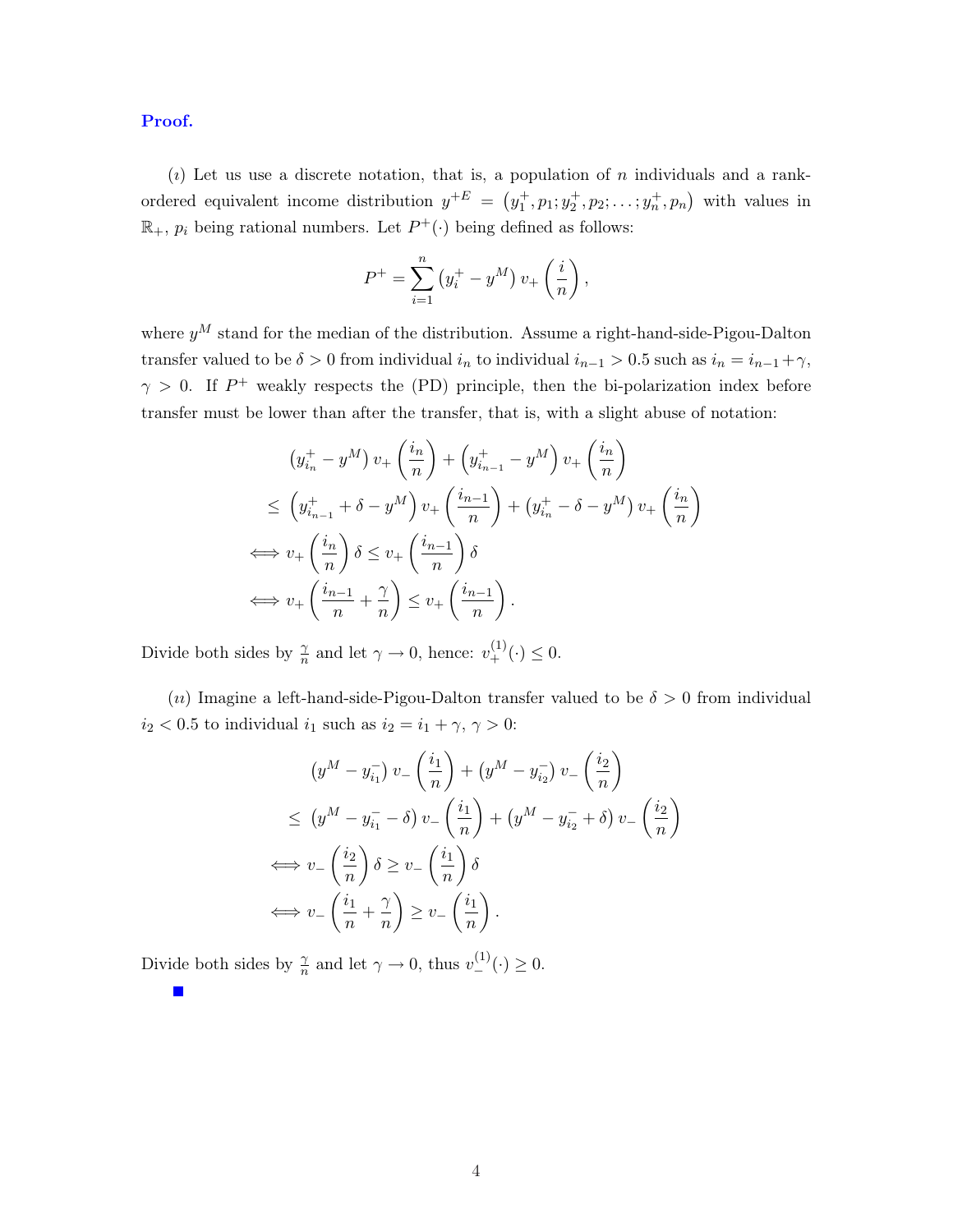**Proof.**

($\imath$) Let us use a discrete notation, that is, a population of $n$ individuals and a rank-ordered equivalent income distribution $y^{+E} = \left(y_1^+, p_1; y_2^+, p_2; \ldots; y_n^+, p_n\right)$ with values in $\mathbb{R}_+$, $p_i$ being rational numbers. Let $P^+(\cdot)$ being defined as follows:

$$P^+ = \sum_{i=1}^{n} \left(y_i^+ - y^M\right) v_+ \left(\frac{i}{n}\right),$$

where $y^M$ stand for the median of the distribution. Assume a right-hand-side-Pigou-Dalton transfer valued to be $\delta > 0$ from individual $i_n$ to individual $i_{n-1} > 0.5$ such as $i_n = i_{n-1} + \gamma$, $\gamma > 0$. If $P^+$ weakly respects the (PD) principle, then the bi-polarization index before transfer must be lower than after the transfer, that is, with a slight abuse of notation:

$$\begin{aligned}
&\left(y_{i_n}^+ - y^M\right) v_+ \left(\frac{i_n}{n}\right) + \left(y_{i_{n-1}}^+ - y^M\right) v_+ \left(\frac{i_n}{n}\right) \\
&\leq \left(y_{i_{n-1}}^+ + \delta - y^M\right) v_+ \left(\frac{i_{n-1}}{n}\right) + \left(y_{i_n}^+ - \delta - y^M\right) v_+ \left(\frac{i_n}{n}\right) \\
&\Longleftrightarrow v_+ \left(\frac{i_n}{n}\right) \delta \leq v_+ \left(\frac{i_{n-1}}{n}\right) \delta \\
&\Longleftrightarrow v_+ \left(\frac{i_{n-1}}{n} + \frac{\gamma}{n}\right) \leq v_+ \left(\frac{i_{n-1}}{n}\right).
\end{aligned}$$

Divide both sides by $\frac{\gamma}{n}$ and let $\gamma \to 0$, hence: $v_+^{(1)}(\cdot) \leq 0$.

($\imath\imath$) Imagine a left-hand-side-Pigou-Dalton transfer valued to be $\delta > 0$ from individual $i_2 < 0.5$ to individual $i_1$ such as $i_2 = i_1 + \gamma$, $\gamma > 0$:

$$\begin{aligned}
&\left(y^M - y_{i_1}^-\right) v_- \left(\frac{i_1}{n}\right) + \left(y^M - y_{i_2}^-\right) v_- \left(\frac{i_2}{n}\right) \\
&\leq \left(y^M - y_{i_1}^- - \delta\right) v_- \left(\frac{i_1}{n}\right) + \left(y^M - y_{i_2}^- + \delta\right) v_- \left(\frac{i_2}{n}\right) \\
&\Longleftrightarrow v_- \left(\frac{i_2}{n}\right) \delta \geq v_- \left(\frac{i_1}{n}\right) \delta \\
&\Longleftrightarrow v_- \left(\frac{i_1}{n} + \frac{\gamma}{n}\right) \geq v_- \left(\frac{i_1}{n}\right).
\end{aligned}$$

Divide both sides by $\frac{\gamma}{n}$ and let $\gamma \to 0$, thus $v_-^{(1)}(\cdot) \geq 0$.

■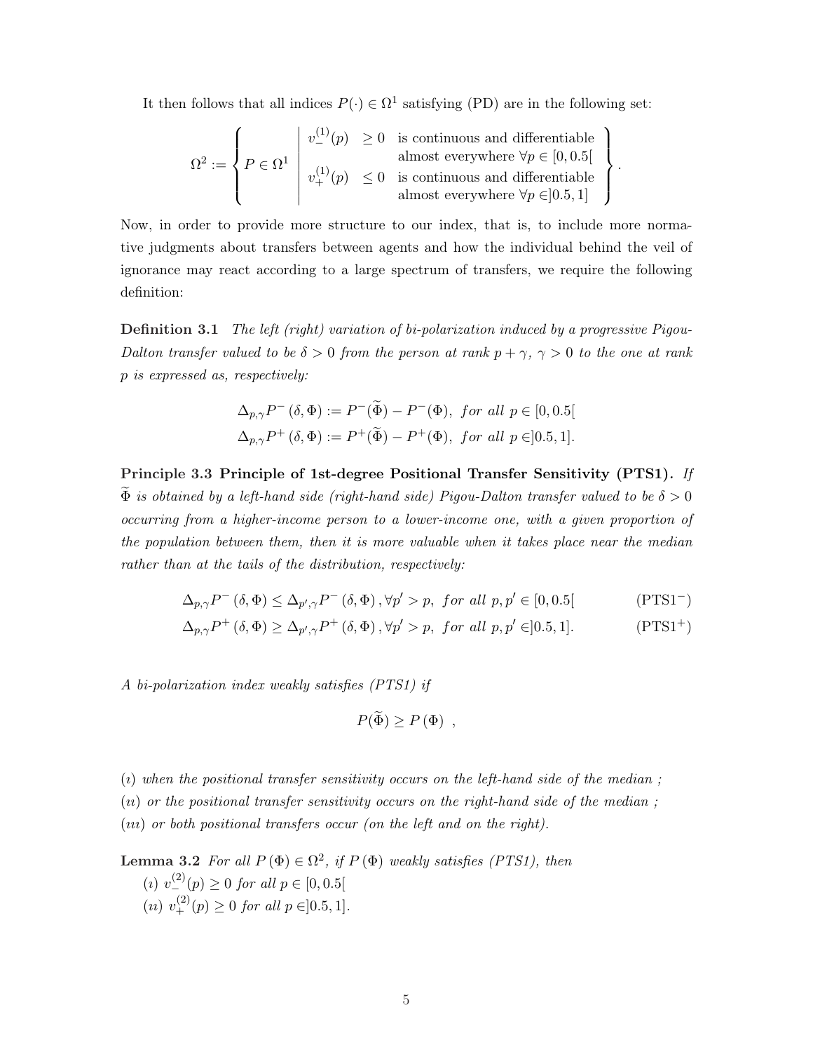It then follows that all indices $P(\cdot) \in \Omega^1$ satisfying (PD) are in the following set:

$$\Omega^2 := \left\{ P \in \Omega^1 \;\middle|\; \begin{array}{lll} v_-^{(1)}(p) & \geq 0 & \text{is continuous and differentiable} \\ & & \text{almost everywhere } \forall p \in [0, 0.5[ \\ v_+^{(1)}(p) & \leq 0 & \text{is continuous and differentiable} \\ & & \text{almost everywhere } \forall p \in ]0.5, 1] \end{array} \right\}.$$

Now, in order to provide more structure to our index, that is, to include more normative judgments about transfers between agents and how the individual behind the veil of ignorance may react according to a large spectrum of transfers, we require the following definition:

**Definition 3.1** *The left (right) variation of bi-polarization induced by a progressive Pigou-Dalton transfer valued to be $\delta > 0$ from the person at rank $p + \gamma$, $\gamma > 0$ to the one at rank $p$ is expressed as, respectively:*

$$\Delta_{p,\gamma} P^- (\delta, \Phi) := P^-(\widetilde{\Phi}) - P^-(\Phi), \;\; for \;\; all \;\; p \in [0, 0.5[$$
$$\Delta_{p,\gamma} P^+ (\delta, \Phi) := P^+(\widetilde{\Phi}) - P^+(\Phi), \;\; for \;\; all \;\; p \in ]0.5, 1].$$

**Principle 3.3 Principle of 1st-degree Positional Transfer Sensitivity (PTS1).** *If $\widetilde{\Phi}$ is obtained by a left-hand side (right-hand side) Pigou-Dalton transfer valued to be $\delta > 0$ occurring from a higher-income person to a lower-income one, with a given proportion of the population between them, then it is more valuable when it takes place near the median rather than at the tails of the distribution, respectively:*

$$\Delta_{p,\gamma} P^- (\delta, \Phi) \leq \Delta_{p',\gamma} P^- (\delta, \Phi), \forall p' > p, \;\; for \;\; all \;\; p, p' \in [0, 0.5[ \qquad \text{(PTS1}^-\text{)}$$
$$\Delta_{p,\gamma} P^+ (\delta, \Phi) \geq \Delta_{p',\gamma} P^+ (\delta, \Phi), \forall p' > p, \;\; for \;\; all \;\; p, p' \in ]0.5, 1]. \qquad \text{(PTS1}^+\text{)}$$

*A bi-polarization index weakly satisfies (PTS1) if*

$$P(\widetilde{\Phi}) \geq P(\Phi) \;\; ,$$

*(ı) when the positional transfer sensitivity occurs on the left-hand side of the median ;*
*(ıı) or the positional transfer sensitivity occurs on the right-hand side of the median ;*
*(ııı) or both positional transfers occur (on the left and on the right).*

**Lemma 3.2** *For all $P(\Phi) \in \Omega^2$, if $P(\Phi)$ weakly satisfies (PTS1), then*
*(ı) $v_-^{(2)}(p) \geq 0$ for all $p \in [0, 0.5[$*
*(ıı) $v_+^{(2)}(p) \geq 0$ for all $p \in ]0.5, 1]$.*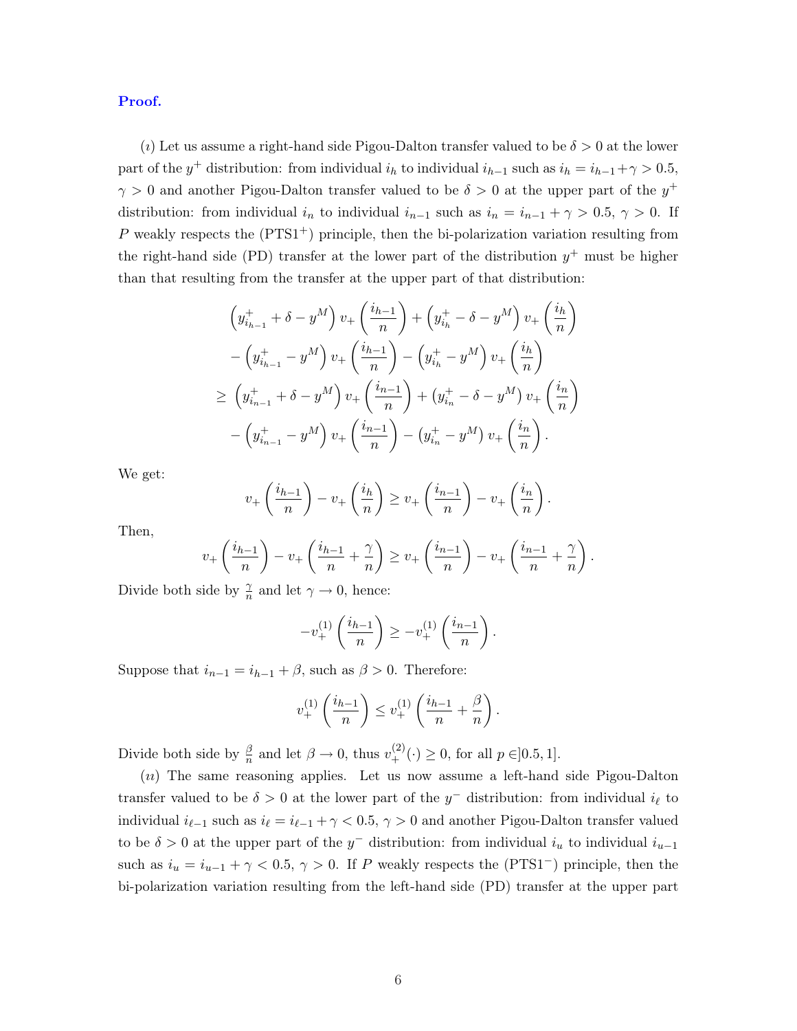**Proof.**

($\imath$) Let us assume a right-hand side Pigou-Dalton transfer valued to be $\delta > 0$ at the lower part of the $y^+$ distribution: from individual $i_h$ to individual $i_{h-1}$ such as $i_h = i_{h-1} + \gamma > 0.5$, $\gamma > 0$ and another Pigou-Dalton transfer valued to be $\delta > 0$ at the upper part of the $y^+$ distribution: from individual $i_n$ to individual $i_{n-1}$ such as $i_n = i_{n-1} + \gamma > 0.5$, $\gamma > 0$. If $P$ weakly respects the (PTS1$^+$) principle, then the bi-polarization variation resulting from the right-hand side (PD) transfer at the lower part of the distribution $y^+$ must be higher than that resulting from the transfer at the upper part of that distribution:

$$
\begin{aligned}
&\left(y^+_{i_{h-1}} + \delta - y^M\right) v_+\left(\frac{i_{h-1}}{n}\right) + \left(y^+_{i_h} - \delta - y^M\right) v_+\left(\frac{i_h}{n}\right) \\
&- \left(y^+_{i_{h-1}} - y^M\right) v_+\left(\frac{i_{h-1}}{n}\right) - \left(y^+_{i_h} - y^M\right) v_+\left(\frac{i_h}{n}\right) \\
\geq\ &\left(y^+_{i_{n-1}} + \delta - y^M\right) v_+\left(\frac{i_{n-1}}{n}\right) + \left(y^+_{i_n} - \delta - y^M\right) v_+\left(\frac{i_n}{n}\right) \\
&- \left(y^+_{i_{n-1}} - y^M\right) v_+\left(\frac{i_{n-1}}{n}\right) - \left(y^+_{i_n} - y^M\right) v_+\left(\frac{i_n}{n}\right).
\end{aligned}
$$

We get:

$$
v_+\left(\frac{i_{h-1}}{n}\right) - v_+\left(\frac{i_h}{n}\right) \geq v_+\left(\frac{i_{n-1}}{n}\right) - v_+\left(\frac{i_n}{n}\right).
$$

Then,

$$
v_+\left(\frac{i_{h-1}}{n}\right) - v_+\left(\frac{i_{h-1}}{n} + \frac{\gamma}{n}\right) \geq v_+\left(\frac{i_{n-1}}{n}\right) - v_+\left(\frac{i_{n-1}}{n} + \frac{\gamma}{n}\right).
$$

Divide both side by $\frac{\gamma}{n}$ and let $\gamma \to 0$, hence:

$$
-v_+^{(1)}\left(\frac{i_{h-1}}{n}\right) \geq -v_+^{(1)}\left(\frac{i_{n-1}}{n}\right).
$$

Suppose that $i_{n-1} = i_{h-1} + \beta$, such as $\beta > 0$. Therefore:

$$
v_+^{(1)}\left(\frac{i_{h-1}}{n}\right) \leq v_+^{(1)}\left(\frac{i_{h-1}}{n} + \frac{\beta}{n}\right).
$$

Divide both side by $\frac{\beta}{n}$ and let $\beta \to 0$, thus $v_+^{(2)}(\cdot) \geq 0$, for all $p \in ]0.5, 1]$.

($\imath\imath$) The same reasoning applies. Let us now assume a left-hand side Pigou-Dalton transfer valued to be $\delta > 0$ at the lower part of the $y^-$ distribution: from individual $i_\ell$ to individual $i_{\ell-1}$ such as $i_\ell = i_{\ell-1} + \gamma < 0.5$, $\gamma > 0$ and another Pigou-Dalton transfer valued to be $\delta > 0$ at the upper part of the $y^-$ distribution: from individual $i_u$ to individual $i_{u-1}$ such as $i_u = i_{u-1} + \gamma < 0.5$, $\gamma > 0$. If $P$ weakly respects the (PTS1$^-$) principle, then the bi-polarization variation resulting from the left-hand side (PD) transfer at the upper part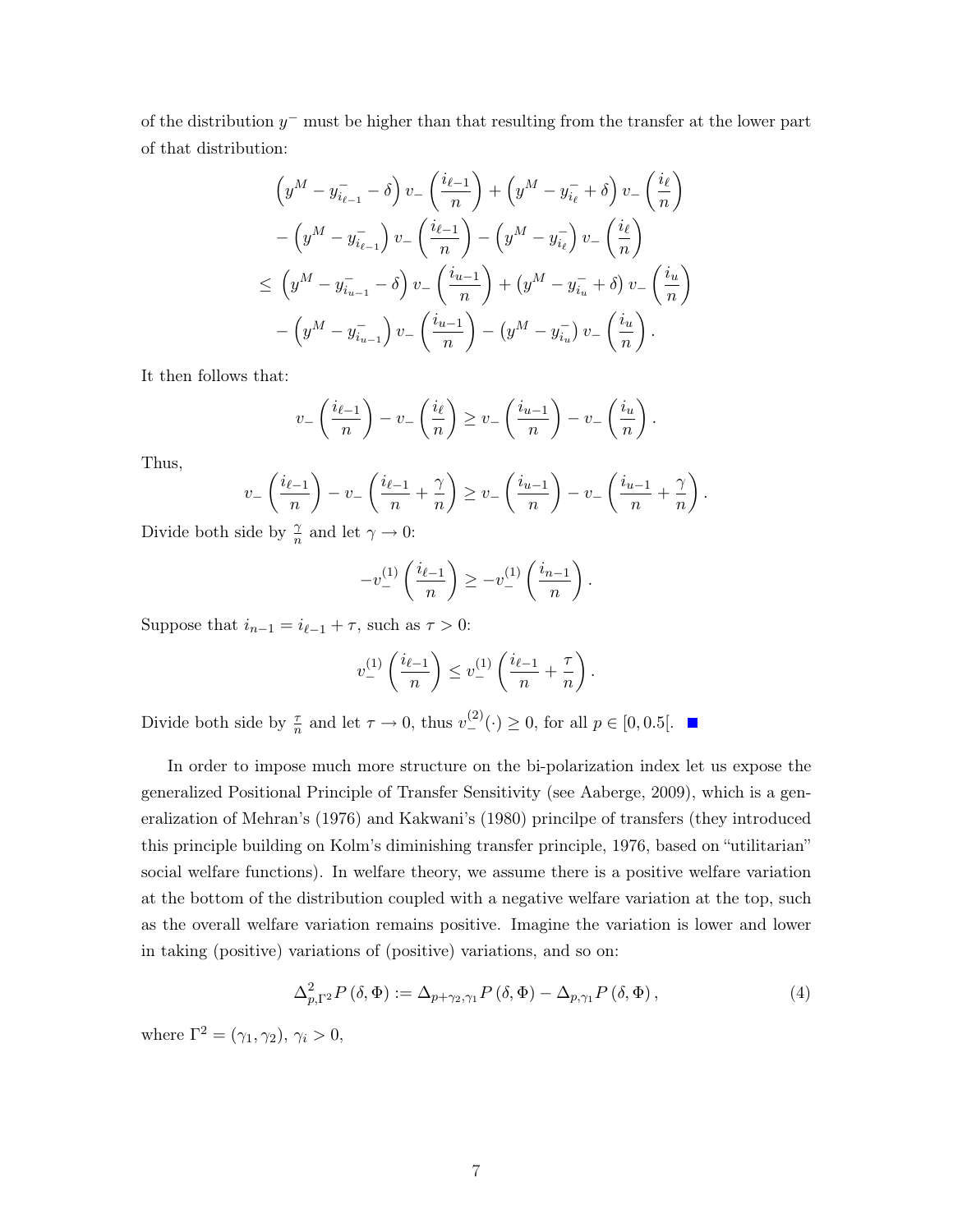of the distribution $y^-$ must be higher than that resulting from the transfer at the lower part of that distribution:

$$
\begin{aligned}
&\left(y^M - y^-_{i_{\ell-1}} - \delta\right) v_-\left(\frac{i_{\ell-1}}{n}\right) + \left(y^M - y^-_{i_\ell} + \delta\right) v_-\left(\frac{i_\ell}{n}\right) \\
&- \left(y^M - y^-_{i_{\ell-1}}\right) v_-\left(\frac{i_{\ell-1}}{n}\right) - \left(y^M - y^-_{i_\ell}\right) v_-\left(\frac{i_\ell}{n}\right) \\
\leq\ & \left(y^M - y^-_{i_{u-1}} - \delta\right) v_-\left(\frac{i_{u-1}}{n}\right) + \left(y^M - y^-_{i_u} + \delta\right) v_-\left(\frac{i_u}{n}\right) \\
&- \left(y^M - y^-_{i_{u-1}}\right) v_-\left(\frac{i_{u-1}}{n}\right) - \left(y^M - y^-_{i_u}\right) v_-\left(\frac{i_u}{n}\right).
\end{aligned}
$$

It then follows that:

$$
v_-\left(\frac{i_{\ell-1}}{n}\right) - v_-\left(\frac{i_\ell}{n}\right) \geq v_-\left(\frac{i_{u-1}}{n}\right) - v_-\left(\frac{i_u}{n}\right).
$$

Thus,

$$
v_-\left(\frac{i_{\ell-1}}{n}\right) - v_-\left(\frac{i_{\ell-1}}{n} + \frac{\gamma}{n}\right) \geq v_-\left(\frac{i_{u-1}}{n}\right) - v_-\left(\frac{i_{u-1}}{n} + \frac{\gamma}{n}\right).
$$

Divide both side by $\frac{\gamma}{n}$ and let $\gamma \to 0$:

$$
-v_-^{(1)}\left(\frac{i_{\ell-1}}{n}\right) \geq -v_-^{(1)}\left(\frac{i_{n-1}}{n}\right).
$$

Suppose that $i_{n-1} = i_{\ell-1} + \tau$, such as $\tau > 0$:

$$
v_-^{(1)}\left(\frac{i_{\ell-1}}{n}\right) \leq v_-^{(1)}\left(\frac{i_{\ell-1}}{n} + \frac{\tau}{n}\right).
$$

Divide both side by $\frac{\tau}{n}$ and let $\tau \to 0$, thus $v_-^{(2)}(\cdot) \geq 0$, for all $p \in [0, 0.5[$. ■

In order to impose much more structure on the bi-polarization index let us expose the generalized Positional Principle of Transfer Sensitivity (see Aaberge, 2009), which is a generalization of Mehran's (1976) and Kakwani's (1980) princilpe of transfers (they introduced this principle building on Kolm's diminishing transfer principle, 1976, based on "utilitarian" social welfare functions). In welfare theory, we assume there is a positive welfare variation at the bottom of the distribution coupled with a negative welfare variation at the top, such as the overall welfare variation remains positive. Imagine the variation is lower and lower in taking (positive) variations of (positive) variations, and so on:

$$
\Delta^2_{p,\Gamma^2} P(\delta, \Phi) := \Delta_{p+\gamma_2,\gamma_1} P(\delta, \Phi) - \Delta_{p,\gamma_1} P(\delta, \Phi), \tag{4}
$$

where $\Gamma^2 = (\gamma_1, \gamma_2)$, $\gamma_i > 0$,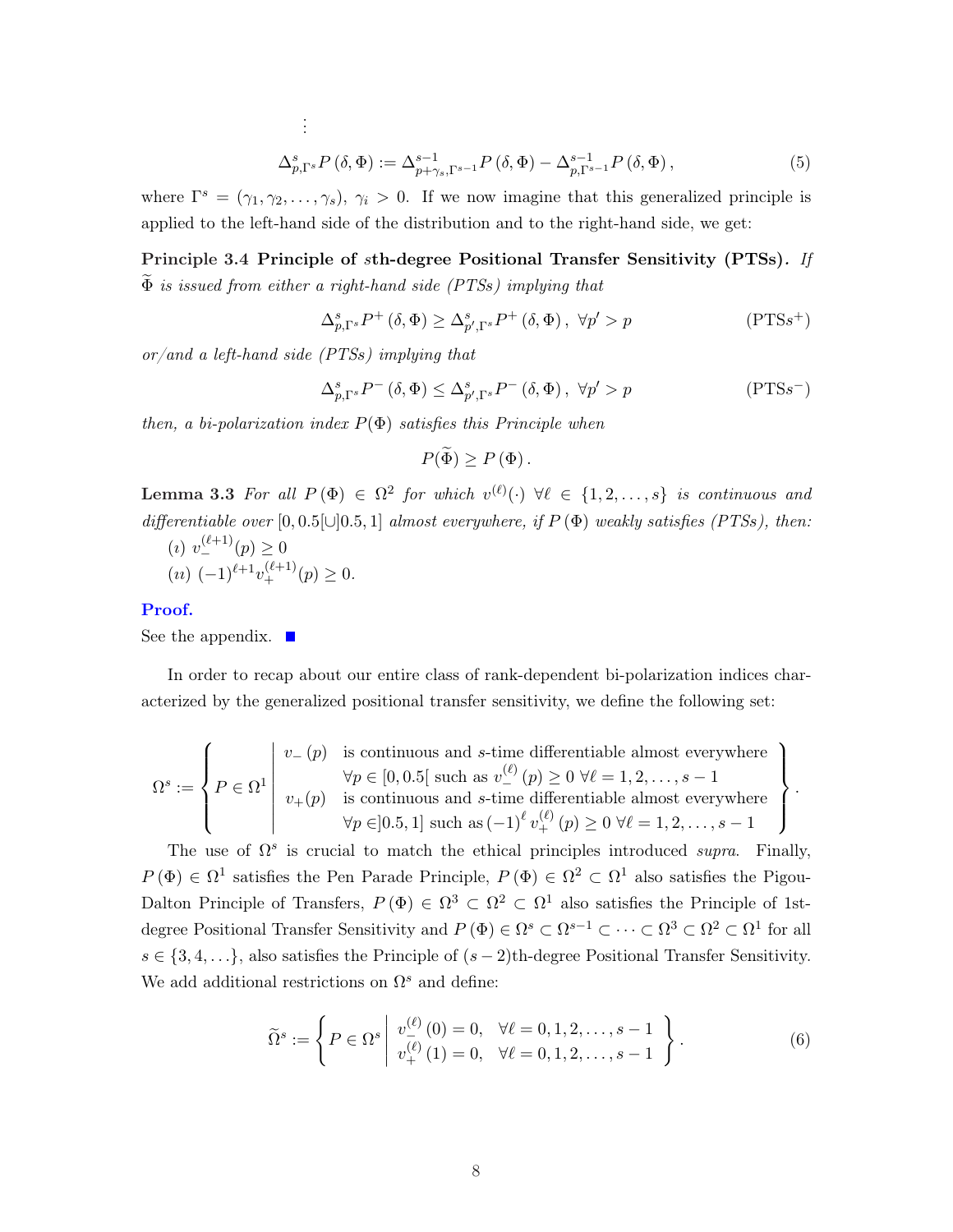$$\vdots$$

$$\Delta^{s}_{p,\Gamma^{s}} P\left(\delta, \Phi\right) := \Delta^{s-1}_{p+\gamma_{s},\Gamma^{s-1}} P\left(\delta, \Phi\right) - \Delta^{s-1}_{p,\Gamma^{s-1}} P\left(\delta, \Phi\right), \tag{5}$$

where $\Gamma^{s} = (\gamma_1, \gamma_2, \ldots, \gamma_s)$, $\gamma_i > 0$. If we now imagine that this generalized principle is applied to the left-hand side of the distribution and to the right-hand side, we get:

**Principle 3.4 Principle of $s$th-degree Positional Transfer Sensitivity (PTSs).** *If $\widetilde{\Phi}$ is issued from either a right-hand side (PTSs) implying that*

$$\Delta^{s}_{p,\Gamma^{s}} P^{+}\left(\delta, \Phi\right) \geq \Delta^{s}_{p',\Gamma^{s}} P^{+}\left(\delta, \Phi\right), \ \forall p' > p \tag{PTSs$^+$}$$

*or/and a left-hand side (PTSs) implying that*

$$\Delta^{s}_{p,\Gamma^{s}} P^{-}\left(\delta, \Phi\right) \leq \Delta^{s}_{p',\Gamma^{s}} P^{-}\left(\delta, \Phi\right), \ \forall p' > p \tag{PTSs$^-$}$$

*then, a bi-polarization index $P(\Phi)$ satisfies this Principle when*

$$P(\widetilde{\Phi}) \geq P\left(\Phi\right).$$

**Lemma 3.3** *For all $P\left(\Phi\right) \in \Omega^{2}$ for which $v^{(\ell)}(\cdot)$ $\forall \ell \in \{1, 2, \ldots, s\}$ is continuous and differentiable over $[0, 0.5[\cup]0.5, 1]$ almost everywhere, if $P\left(\Phi\right)$ weakly satisfies (PTSs), then:*

*($\imath$) $v^{(\ell+1)}_{-}(p) \geq 0$*

*($\imath\imath$) $(-1)^{\ell+1} v^{(\ell+1)}_{+}(p) \geq 0$.*

**Proof.**

See the appendix. ■

In order to recap about our entire class of rank-dependent bi-polarization indices characterized by the generalized positional transfer sensitivity, we define the following set:

$$\Omega^{s} := \left\{ P \in \Omega^{1} \;\middle|\; \begin{array}{ll} v_{-}(p) & \text{is continuous and } s\text{-time differentiable almost everywhere} \\ & \forall p \in [0, 0.5[ \text{ such as } v^{(\ell)}_{-}(p) \geq 0 \ \forall \ell = 1, 2, \ldots, s-1 \\ v_{+}(p) & \text{is continuous and } s\text{-time differentiable almost everywhere} \\ & \forall p \in ]0.5, 1] \text{ such as } (-1)^{\ell} v^{(\ell)}_{+}(p) \geq 0 \ \forall \ell = 1, 2, \ldots, s-1 \end{array} \right\}.$$

The use of $\Omega^{s}$ is crucial to match the ethical principles introduced *supra*. Finally, $P\left(\Phi\right) \in \Omega^{1}$ satisfies the Pen Parade Principle, $P\left(\Phi\right) \in \Omega^{2} \subset \Omega^{1}$ also satisfies the Pigou-Dalton Principle of Transfers, $P\left(\Phi\right) \in \Omega^{3} \subset \Omega^{2} \subset \Omega^{1}$ also satisfies the Principle of 1st-degree Positional Transfer Sensitivity and $P\left(\Phi\right) \in \Omega^{s} \subset \Omega^{s-1} \subset \cdots \subset \Omega^{3} \subset \Omega^{2} \subset \Omega^{1}$ for all $s \in \{3, 4, \ldots\}$, also satisfies the Principle of $(s-2)$th-degree Positional Transfer Sensitivity. We add additional restrictions on $\Omega^{s}$ and define:

$$\widetilde{\Omega}^{s} := \left\{ P \in \Omega^{s} \;\middle|\; \begin{array}{ll} v^{(\ell)}_{-}(0) = 0, & \forall \ell = 0, 1, 2, \ldots, s-1 \\ v^{(\ell)}_{+}(1) = 0, & \forall \ell = 0, 1, 2, \ldots, s-1 \end{array} \right\}. \tag{6}$$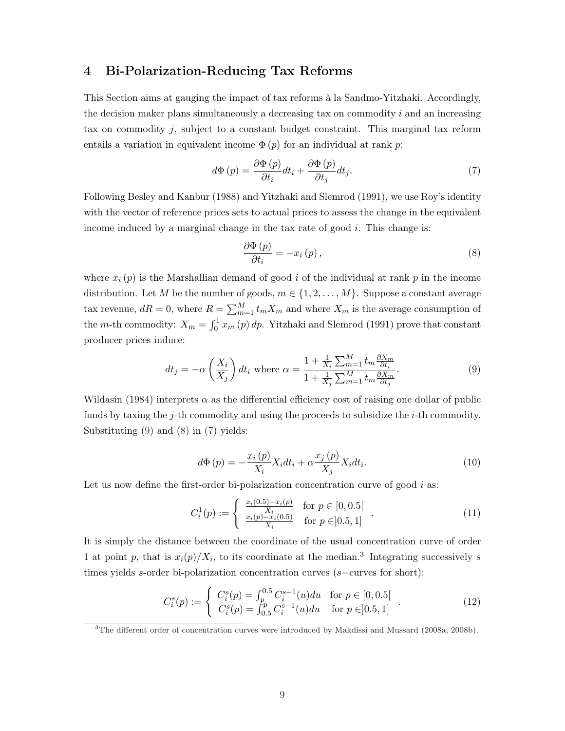## 4 Bi-Polarization-Reducing Tax Reforms

This Section aims at gauging the impact of tax reforms à la Sandmo-Yitzhaki. Accordingly, the decision maker plans simultaneously a decreasing tax on commodity $i$ and an increasing tax on commodity $j$, subject to a constant budget constraint. This marginal tax reform entails a variation in equivalent income $\Phi(p)$ for an individual at rank $p$:

$$d\Phi(p) = \frac{\partial \Phi(p)}{\partial t_i} dt_i + \frac{\partial \Phi(p)}{\partial t_j} dt_j. \tag{7}$$

Following Besley and Kanbur (1988) and Yitzhaki and Slemrod (1991), we use Roy's identity with the vector of reference prices sets to actual prices to assess the change in the equivalent income induced by a marginal change in the tax rate of good $i$. This change is:

$$\frac{\partial \Phi(p)}{\partial t_i} = -x_i(p), \tag{8}$$

where $x_i(p)$ is the Marshallian demand of good $i$ of the individual at rank $p$ in the income distribution. Let $M$ be the number of goods, $m \in \{1, 2, \ldots, M\}$. Suppose a constant average tax revenue, $dR = 0$, where $R = \sum_{m=1}^{M} t_m X_m$ and where $X_m$ is the average consumption of the $m$-th commodity: $X_m = \int_0^1 x_m(p)\, dp$. Yitzhaki and Slemrod (1991) prove that constant producer prices induce:

$$dt_j = -\alpha \left( \frac{X_i}{X_j} \right) dt_i \text{ where } \alpha = \frac{1 + \frac{1}{X_i} \sum_{m=1}^{M} t_m \frac{\partial X_m}{\partial t_i}}{1 + \frac{1}{X_j} \sum_{m=1}^{M} t_m \frac{\partial X_m}{\partial t_j}}. \tag{9}$$

Wildasin (1984) interprets $\alpha$ as the differential efficiency cost of raising one dollar of public funds by taxing the $j$-th commodity and using the proceeds to subsidize the $i$-th commodity. Substituting (9) and (8) in (7) yields:

$$d\Phi(p) = -\frac{x_i(p)}{X_i} X_i dt_i + \alpha \frac{x_j(p)}{X_j} X_i dt_i. \tag{10}$$

Let us now define the first-order bi-polarization concentration curve of good $i$ as:

$$C_i^1(p) := \begin{cases} \frac{x_i(0.5) - x_i(p)}{X_i} & \text{for } p \in [0, 0.5[ \\ \frac{x_i(p) - x_i(0.5)}{X_i} & \text{for } p \in ]0.5, 1] \end{cases}. \tag{11}$$

It is simply the distance between the coordinate of the usual concentration curve of order 1 at point $p$, that is $x_i(p)/X_i$, to its coordinate at the median.[3] Integrating successively $s$ times yields $s$-order bi-polarization concentration curves ($s-$curves for short):

$$C_i^s(p) := \begin{cases} C_i^s(p) = \int_p^{0.5} C_i^{s-1}(u) du & \text{for } p \in [0, 0.5[ \\ C_i^s(p) = \int_{0.5}^{p} C_i^{s-1}(u) du & \text{for } p \in ]0.5, 1] \end{cases}. \tag{12}$$

[3] The different order of concentration curves were introduced by Makdissi and Mussard (2008a, 2008b).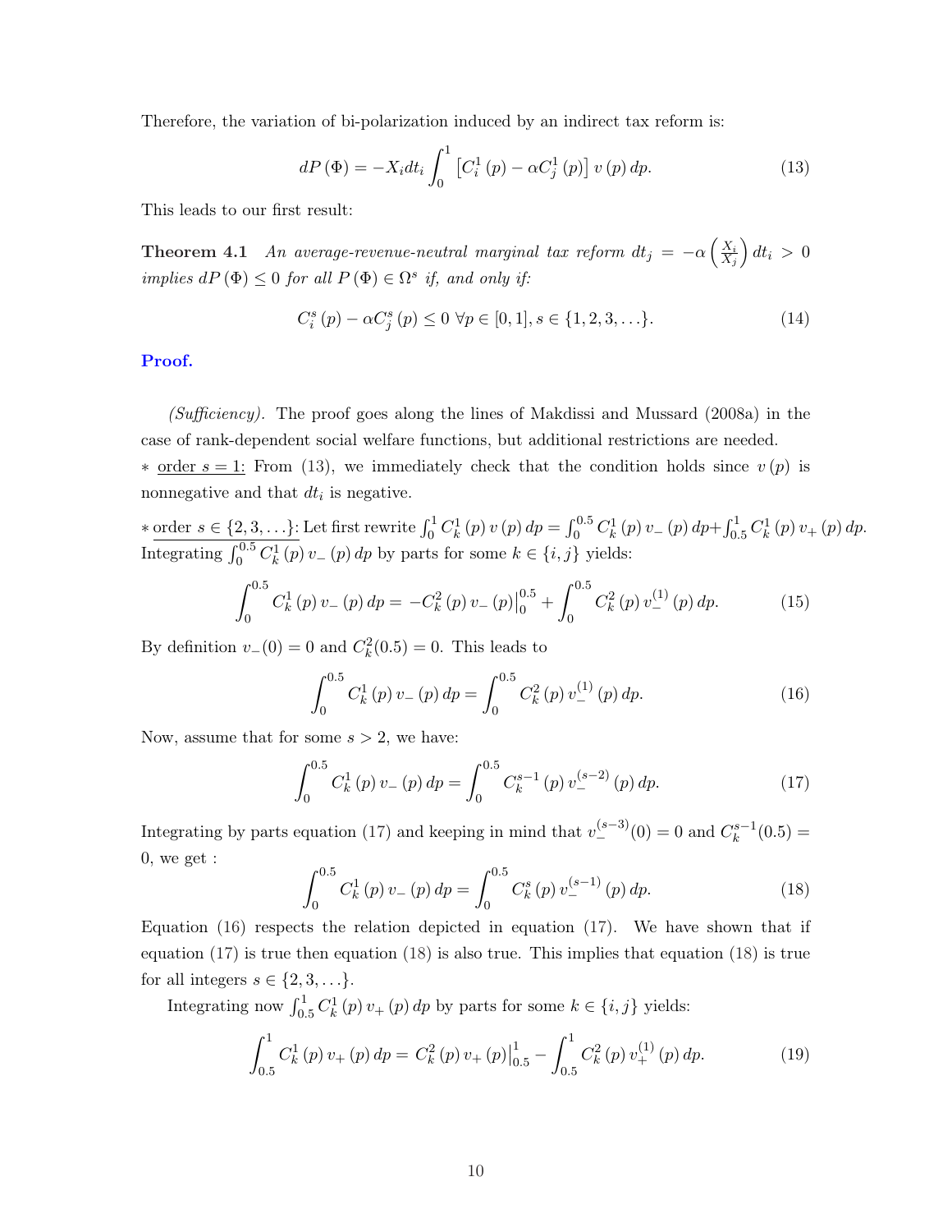Therefore, the variation of bi-polarization induced by an indirect tax reform is:

$$dP(\Phi) = -X_i dt_i \int_0^1 \left[C_i^1(p) - \alpha C_j^1(p)\right] v(p)\, dp. \tag{13}$$

This leads to our first result:

**Theorem 4.1** *An average-revenue-neutral marginal tax reform $dt_j = -\alpha\left(\frac{X_i}{X_j}\right) dt_i > 0$ implies $dP(\Phi) \leq 0$ for all $P(\Phi) \in \Omega^s$ if, and only if:*

$$C_i^s(p) - \alpha C_j^s(p) \leq 0 \;\; \forall p \in [0,1], s \in \{1, 2, 3, \ldots\}. \tag{14}$$

**Proof.**

*(Sufficiency).* The proof goes along the lines of Makdissi and Mussard (2008a) in the case of rank-dependent social welfare functions, but additional restrictions are needed.

$*$ order $s = 1$: From (13), we immediately check that the condition holds since $v(p)$ is nonnegative and that $dt_i$ is negative.

$*$ order $s \in \{2, 3, \ldots\}$: Let first rewrite $\int_0^1 C_k^1(p) v(p)\, dp = \int_0^{0.5} C_k^1(p) v_-(p)\, dp + \int_{0.5}^1 C_k^1(p) v_+(p)\, dp$. Integrating $\int_0^{0.5} C_k^1(p) v_-(p)\, dp$ by parts for some $k \in \{i, j\}$ yields:

$$\int_0^{0.5} C_k^1(p) v_-(p)\, dp = -C_k^2(p) v_-(p)\Big|_0^{0.5} + \int_0^{0.5} C_k^2(p) v_-^{(1)}(p)\, dp. \tag{15}$$

By definition $v_-(0) = 0$ and $C_k^2(0.5) = 0$. This leads to

$$\int_0^{0.5} C_k^1(p) v_-(p)\, dp = \int_0^{0.5} C_k^2(p) v_-^{(1)}(p)\, dp. \tag{16}$$

Now, assume that for some $s > 2$, we have:

$$\int_0^{0.5} C_k^1(p) v_-(p)\, dp = \int_0^{0.5} C_k^{s-1}(p) v_-^{(s-2)}(p)\, dp. \tag{17}$$

Integrating by parts equation (17) and keeping in mind that $v_-^{(s-3)}(0) = 0$ and $C_k^{s-1}(0.5) = 0$, we get :

$$\int_0^{0.5} C_k^1(p) v_-(p)\, dp = \int_0^{0.5} C_k^s(p) v_-^{(s-1)}(p)\, dp. \tag{18}$$

Equation (16) respects the relation depicted in equation (17). We have shown that if equation (17) is true then equation (18) is also true. This implies that equation (18) is true for all integers $s \in \{2, 3, \ldots\}$.

Integrating now $\int_{0.5}^1 C_k^1(p) v_+(p)\, dp$ by parts for some $k \in \{i, j\}$ yields:

$$\int_{0.5}^1 C_k^1(p) v_+(p)\, dp = C_k^2(p) v_+(p)\Big|_{0.5}^1 - \int_{0.5}^1 C_k^2(p) v_+^{(1)}(p)\, dp. \tag{19}$$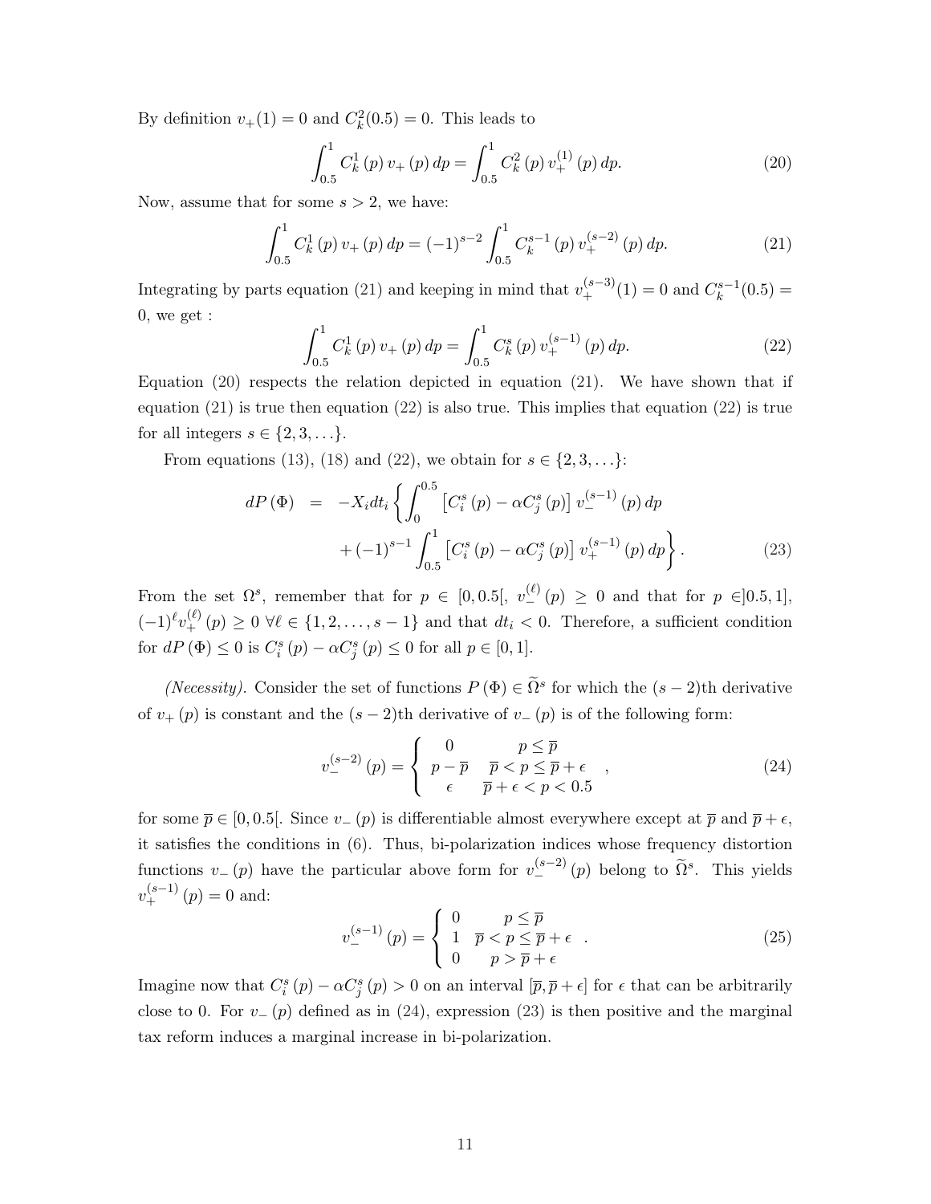By definition $v_+(1) = 0$ and $C_k^2(0.5) = 0$. This leads to

$$\int_{0.5}^{1} C_k^1(p)\, v_+(p)\, dp = \int_{0.5}^{1} C_k^2(p)\, v_+^{(1)}(p)\, dp. \tag{20}$$

Now, assume that for some $s > 2$, we have:

$$\int_{0.5}^{1} C_k^1(p)\, v_+(p)\, dp = (-1)^{s-2} \int_{0.5}^{1} C_k^{s-1}(p)\, v_+^{(s-2)}(p)\, dp. \tag{21}$$

Integrating by parts equation (21) and keeping in mind that $v_+^{(s-3)}(1) = 0$ and $C_k^{s-1}(0.5) = 0$, we get :

$$\int_{0.5}^{1} C_k^1(p)\, v_+(p)\, dp = \int_{0.5}^{1} C_k^s(p)\, v_+^{(s-1)}(p)\, dp. \tag{22}$$

Equation (20) respects the relation depicted in equation (21). We have shown that if equation (21) is true then equation (22) is also true. This implies that equation (22) is true for all integers $s \in \{2, 3, \ldots\}$.

From equations (13), (18) and (22), we obtain for $s \in \{2, 3, \ldots\}$:

$$\begin{aligned} dP(\Phi) &= -X_i dt_i \left\{ \int_0^{0.5} \left[ C_i^s(p) - \alpha C_j^s(p) \right] v_-^{(s-1)}(p)\, dp \right. \\ &\quad \left. + (-1)^{s-1} \int_{0.5}^{1} \left[ C_i^s(p) - \alpha C_j^s(p) \right] v_+^{(s-1)}(p)\, dp \right\}. \end{aligned} \tag{23}$$

From the set $\Omega^s$, remember that for $p \in [0, 0.5[$, $v_-^{(\ell)}(p) \geq 0$ and that for $p \in ]0.5, 1]$, $(-1)^\ell v_+^{(\ell)}(p) \geq 0$ $\forall \ell \in \{1, 2, \ldots, s-1\}$ and that $dt_i < 0$. Therefore, a sufficient condition for $dP(\Phi) \leq 0$ is $C_i^s(p) - \alpha C_j^s(p) \leq 0$ for all $p \in [0, 1]$.

*(Necessity).* Consider the set of functions $P(\Phi) \in \widetilde{\Omega}^s$ for which the $(s-2)$th derivative of $v_+(p)$ is constant and the $(s-2)$th derivative of $v_-(p)$ is of the following form:

$$v_-^{(s-2)}(p) = \begin{cases} 0 & p \leq \overline{p} \\ p - \overline{p} & \overline{p} < p \leq \overline{p} + \epsilon \\ \epsilon & \overline{p} + \epsilon < p < 0.5 \end{cases}, \tag{24}$$

for some $\overline{p} \in [0, 0.5[$. Since $v_-(p)$ is differentiable almost everywhere except at $\overline{p}$ and $\overline{p} + \epsilon$, it satisfies the conditions in (6). Thus, bi-polarization indices whose frequency distortion functions $v_-(p)$ have the particular above form for $v_-^{(s-2)}(p)$ belong to $\widetilde{\Omega}^s$. This yields $v_+^{(s-1)}(p) = 0$ and:

$$v_-^{(s-1)}(p) = \begin{cases} 0 & p \leq \overline{p} \\ 1 & \overline{p} < p \leq \overline{p} + \epsilon \\ 0 & p > \overline{p} + \epsilon \end{cases}. \tag{25}$$

Imagine now that $C_i^s(p) - \alpha C_j^s(p) > 0$ on an interval $[\overline{p}, \overline{p} + \epsilon]$ for $\epsilon$ that can be arbitrarily close to 0. For $v_-(p)$ defined as in (24), expression (23) is then positive and the marginal tax reform induces a marginal increase in bi-polarization.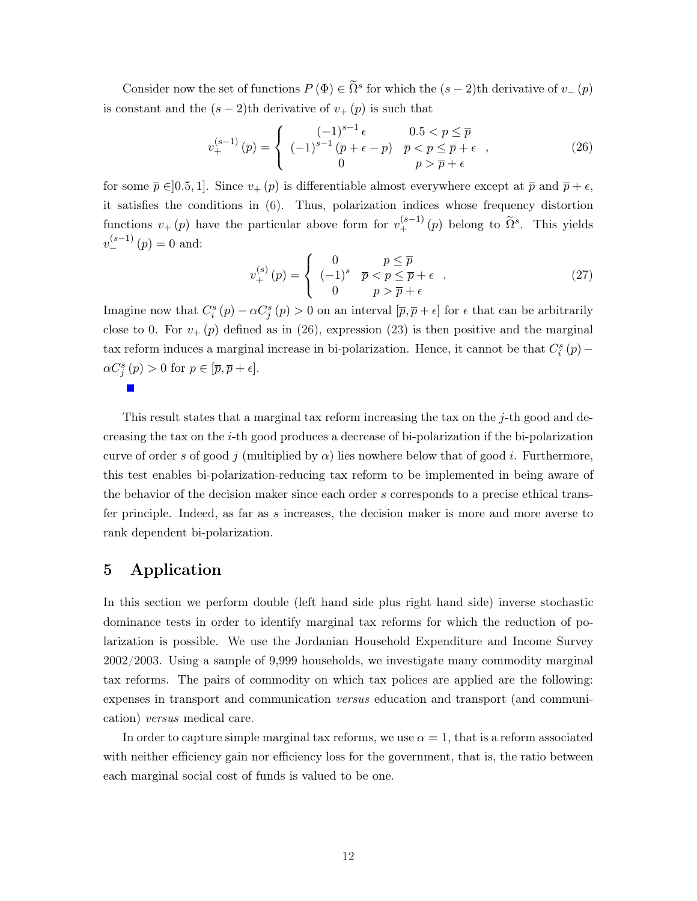Consider now the set of functions $P(\Phi) \in \widetilde{\Omega}^s$ for which the $(s-2)$th derivative of $v_-(p)$ is constant and the $(s-2)$th derivative of $v_+(p)$ is such that

$$v_+^{(s-1)}(p) = \begin{cases} (-1)^{s-1}\epsilon & 0.5 < p \leq \overline{p} \\ (-1)^{s-1}(\overline{p}+\epsilon-p) & \overline{p} < p \leq \overline{p}+\epsilon \\ 0 & p > \overline{p}+\epsilon \end{cases}, \tag{26}$$

for some $\overline{p} \in ]0.5, 1]$. Since $v_+(p)$ is differentiable almost everywhere except at $\overline{p}$ and $\overline{p}+\epsilon$, it satisfies the conditions in (6). Thus, polarization indices whose frequency distortion functions $v_+(p)$ have the particular above form for $v_+^{(s-1)}(p)$ belong to $\widetilde{\Omega}^s$. This yields $v_-^{(s-1)}(p) = 0$ and:

$$v_+^{(s)}(p) = \begin{cases} 0 & p \leq \overline{p} \\ (-1)^s & \overline{p} < p \leq \overline{p}+\epsilon \\ 0 & p > \overline{p}+\epsilon \end{cases}. \tag{27}$$

Imagine now that $C_i^s(p) - \alpha C_j^s(p) > 0$ on an interval $[\overline{p}, \overline{p}+\epsilon]$ for $\epsilon$ that can be arbitrarily close to 0. For $v_+(p)$ defined as in (26), expression (23) is then positive and the marginal tax reform induces a marginal increase in bi-polarization. Hence, it cannot be that $C_i^s(p) - \alpha C_j^s(p) > 0$ for $p \in [\overline{p}, \overline{p}+\epsilon]$.

■

This result states that a marginal tax reform increasing the tax on the $j$-th good and decreasing the tax on the $i$-th good produces a decrease of bi-polarization if the bi-polarization curve of order $s$ of good $j$ (multiplied by $\alpha$) lies nowhere below that of good $i$. Furthermore, this test enables bi-polarization-reducing tax reform to be implemented in being aware of the behavior of the decision maker since each order $s$ corresponds to a precise ethical transfer principle. Indeed, as far as $s$ increases, the decision maker is more and more averse to rank dependent bi-polarization.

# 5 Application

In this section we perform double (left hand side plus right hand side) inverse stochastic dominance tests in order to identify marginal tax reforms for which the reduction of polarization is possible. We use the Jordanian Household Expenditure and Income Survey 2002/2003. Using a sample of 9,999 households, we investigate many commodity marginal tax reforms. The pairs of commodity on which tax polices are applied are the following: expenses in transport and communication *versus* education and transport (and communication) *versus* medical care.

In order to capture simple marginal tax reforms, we use $\alpha = 1$, that is a reform associated with neither efficiency gain nor efficiency loss for the government, that is, the ratio between each marginal social cost of funds is valued to be one.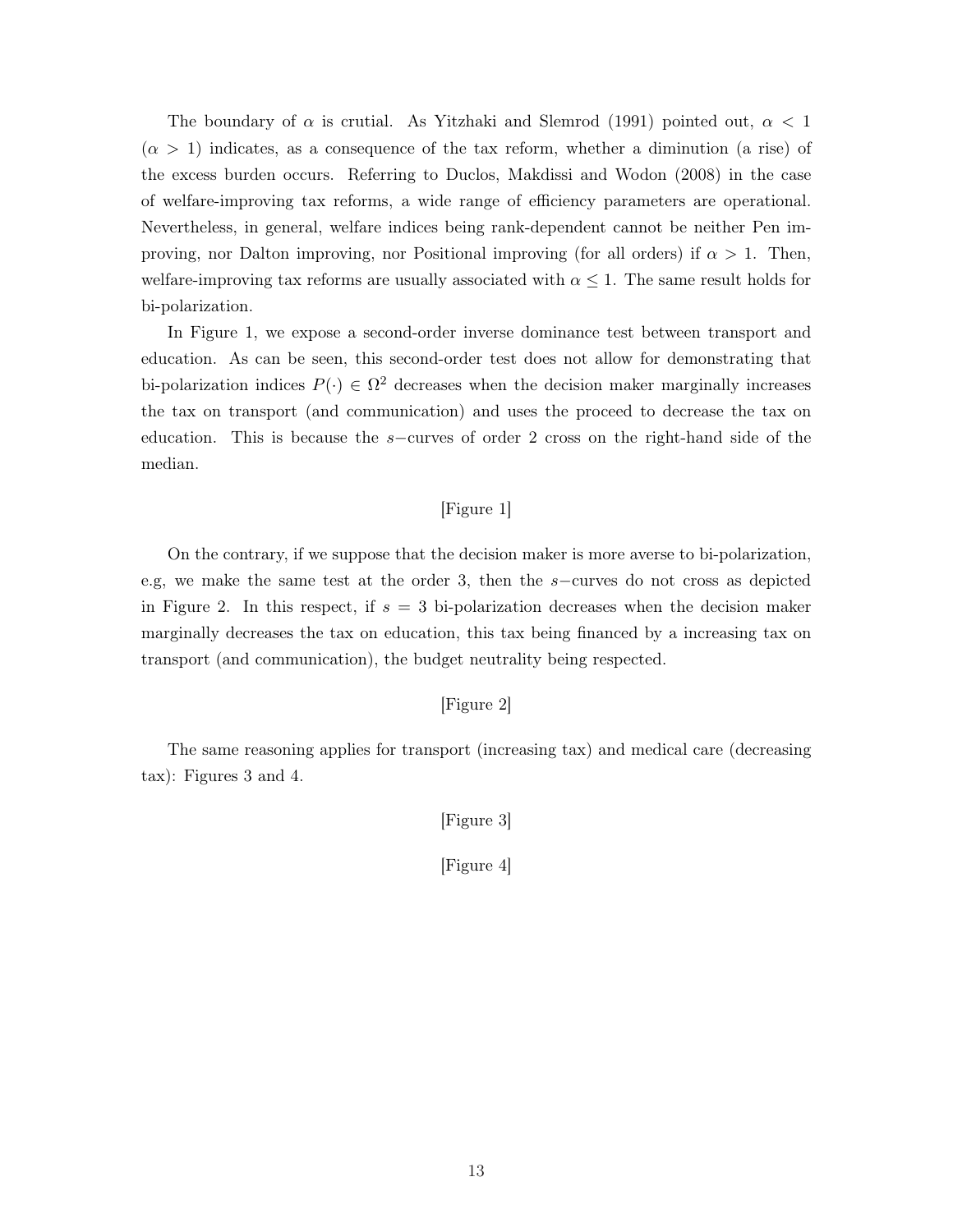The boundary of $\alpha$ is crutial. As Yitzhaki and Slemrod (1991) pointed out, $\alpha < 1$ ($\alpha > 1$) indicates, as a consequence of the tax reform, whether a diminution (a rise) of the excess burden occurs. Referring to Duclos, Makdissi and Wodon (2008) in the case of welfare-improving tax reforms, a wide range of efficiency parameters are operational. Nevertheless, in general, welfare indices being rank-dependent cannot be neither Pen improving, nor Dalton improving, nor Positional improving (for all orders) if $\alpha > 1$. Then, welfare-improving tax reforms are usually associated with $\alpha \leq 1$. The same result holds for bi-polarization.

In Figure 1, we expose a second-order inverse dominance test between transport and education. As can be seen, this second-order test does not allow for demonstrating that bi-polarization indices $P(\cdot) \in \Omega^2$ decreases when the decision maker marginally increases the tax on transport (and communication) and uses the proceed to decrease the tax on education. This is because the $s-$curves of order 2 cross on the right-hand side of the median.

[Figure 1]

On the contrary, if we suppose that the decision maker is more averse to bi-polarization, e.g, we make the same test at the order 3, then the $s-$curves do not cross as depicted in Figure 2. In this respect, if $s = 3$ bi-polarization decreases when the decision maker marginally decreases the tax on education, this tax being financed by a increasing tax on transport (and communication), the budget neutrality being respected.

[Figure 2]

The same reasoning applies for transport (increasing tax) and medical care (decreasing tax): Figures 3 and 4.

[Figure 3]

[Figure 4]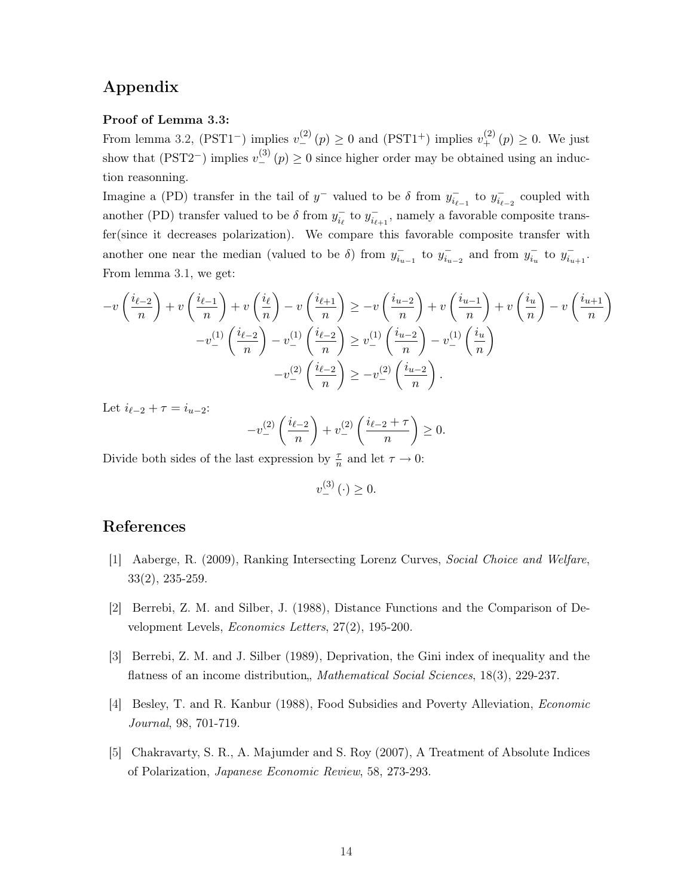# Appendix

**Proof of Lemma 3.3:**

From lemma 3.2, (PST1$^-$) implies $v_-^{(2)}(p) \geq 0$ and (PST1$^+$) implies $v_+^{(2)}(p) \geq 0$. We just show that (PST2$^-$) implies $v_-^{(3)}(p) \geq 0$ since higher order may be obtained using an induction reasonning.

Imagine a (PD) transfer in the tail of $y^-$ valued to be $\delta$ from $y^-_{i_{\ell-1}}$ to $y^-_{i_{\ell-2}}$ coupled with another (PD) transfer valued to be $\delta$ from $y^-_{i_\ell}$ to $y^-_{i_{\ell+1}}$, namely a favorable composite transfer(since it decreases polarization). We compare this favorable composite transfer with another one near the median (valued to be $\delta$) from $y^-_{i_{u-1}}$ to $y^-_{i_{u-2}}$ and from $y^-_{i_u}$ to $y^-_{i_{u+1}}$. From lemma 3.1, we get:

$$-v\left(\frac{i_{\ell-2}}{n}\right)+v\left(\frac{i_{\ell-1}}{n}\right)+v\left(\frac{i_{\ell}}{n}\right)-v\left(\frac{i_{\ell+1}}{n}\right) \geq -v\left(\frac{i_{u-2}}{n}\right)+v\left(\frac{i_{u-1}}{n}\right)+v\left(\frac{i_{u}}{n}\right)-v\left(\frac{i_{u+1}}{n}\right)$$

$$-v_-^{(1)}\left(\frac{i_{\ell-2}}{n}\right)-v_-^{(1)}\left(\frac{i_{\ell-2}}{n}\right) \geq v_-^{(1)}\left(\frac{i_{u-2}}{n}\right)-v_-^{(1)}\left(\frac{i_{u}}{n}\right)$$

$$-v_-^{(2)}\left(\frac{i_{\ell-2}}{n}\right) \geq -v_-^{(2)}\left(\frac{i_{u-2}}{n}\right).$$

Let $i_{\ell-2}+\tau = i_{u-2}$:

$$-v_-^{(2)}\left(\frac{i_{\ell-2}}{n}\right)+v_-^{(2)}\left(\frac{i_{\ell-2}+\tau}{n}\right) \geq 0.$$

Divide both sides of the last expression by $\frac{\tau}{n}$ and let $\tau \to 0$:

$$v_-^{(3)}(\cdot) \geq 0.$$

# References

[1] Aaberge, R. (2009), Ranking Intersecting Lorenz Curves, *Social Choice and Welfare*, 33(2), 235-259.

[2] Berrebi, Z. M. and Silber, J. (1988), Distance Functions and the Comparison of Development Levels, *Economics Letters*, 27(2), 195-200.

[3] Berrebi, Z. M. and J. Silber (1989), Deprivation, the Gini index of inequality and the flatness of an income distribution,, *Mathematical Social Sciences*, 18(3), 229-237.

[4] Besley, T. and R. Kanbur (1988), Food Subsidies and Poverty Alleviation, *Economic Journal*, 98, 701-719.

[5] Chakravarty, S. R., A. Majumder and S. Roy (2007), A Treatment of Absolute Indices of Polarization, *Japanese Economic Review*, 58, 273-293.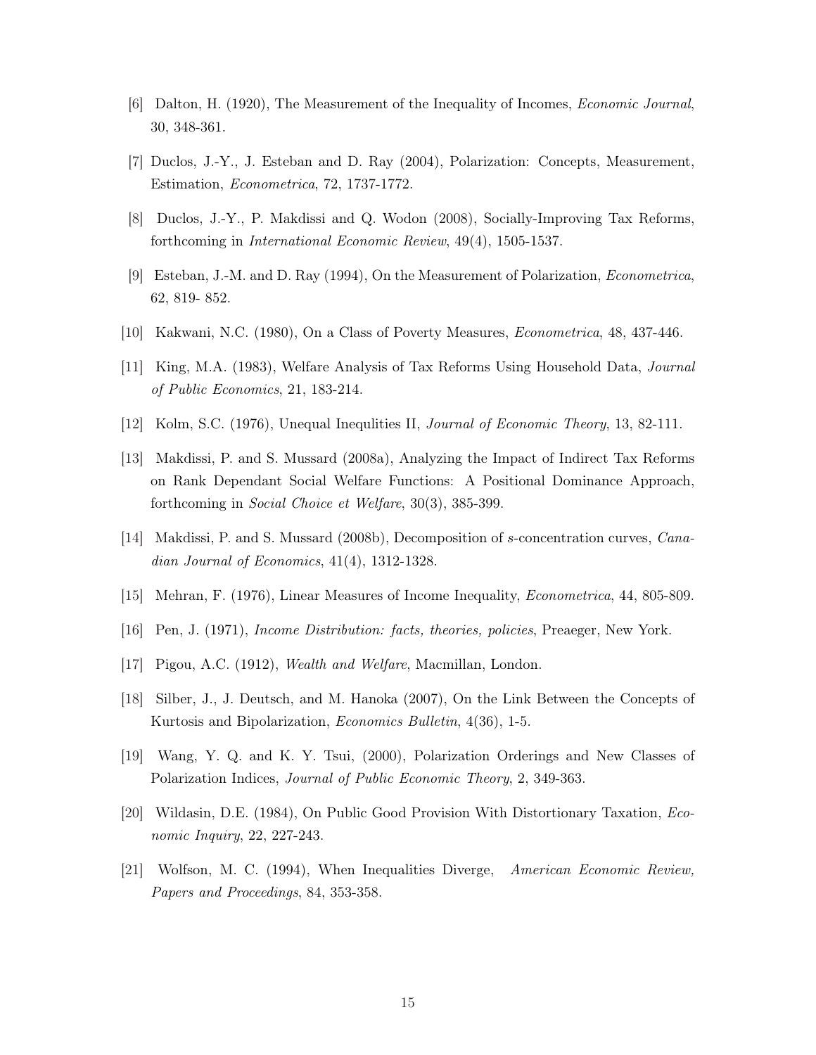[6] Dalton, H. (1920), The Measurement of the Inequality of Incomes, *Economic Journal*, 30, 348-361.

[7] Duclos, J.-Y., J. Esteban and D. Ray (2004), Polarization: Concepts, Measurement, Estimation, *Econometrica*, 72, 1737-1772.

[8] Duclos, J.-Y., P. Makdissi and Q. Wodon (2008), Socially-Improving Tax Reforms, forthcoming in *International Economic Review*, 49(4), 1505-1537.

[9] Esteban, J.-M. and D. Ray (1994), On the Measurement of Polarization, *Econometrica*, 62, 819- 852.

[10] Kakwani, N.C. (1980), On a Class of Poverty Measures, *Econometrica*, 48, 437-446.

[11] King, M.A. (1983), Welfare Analysis of Tax Reforms Using Household Data, *Journal of Public Economics*, 21, 183-214.

[12] Kolm, S.C. (1976), Unequal Inequlities II, *Journal of Economic Theory*, 13, 82-111.

[13] Makdissi, P. and S. Mussard (2008a), Analyzing the Impact of Indirect Tax Reforms on Rank Dependant Social Welfare Functions: A Positional Dominance Approach, forthcoming in *Social Choice et Welfare*, 30(3), 385-399.

[14] Makdissi, P. and S. Mussard (2008b), Decomposition of $s$-concentration curves, *Canadian Journal of Economics*, 41(4), 1312-1328.

[15] Mehran, F. (1976), Linear Measures of Income Inequality, *Econometrica*, 44, 805-809.

[16] Pen, J. (1971), *Income Distribution: facts, theories, policies*, Preaeger, New York.

[17] Pigou, A.C. (1912), *Wealth and Welfare*, Macmillan, London.

[18] Silber, J., J. Deutsch, and M. Hanoka (2007), On the Link Between the Concepts of Kurtosis and Bipolarization, *Economics Bulletin*, 4(36), 1-5.

[19] Wang, Y. Q. and K. Y. Tsui, (2000), Polarization Orderings and New Classes of Polarization Indices, *Journal of Public Economic Theory*, 2, 349-363.

[20] Wildasin, D.E. (1984), On Public Good Provision With Distortionary Taxation, *Economic Inquiry*, 22, 227-243.

[21] Wolfson, M. C. (1994), When Inequalities Diverge, *American Economic Review, Papers and Proceedings*, 84, 353-358.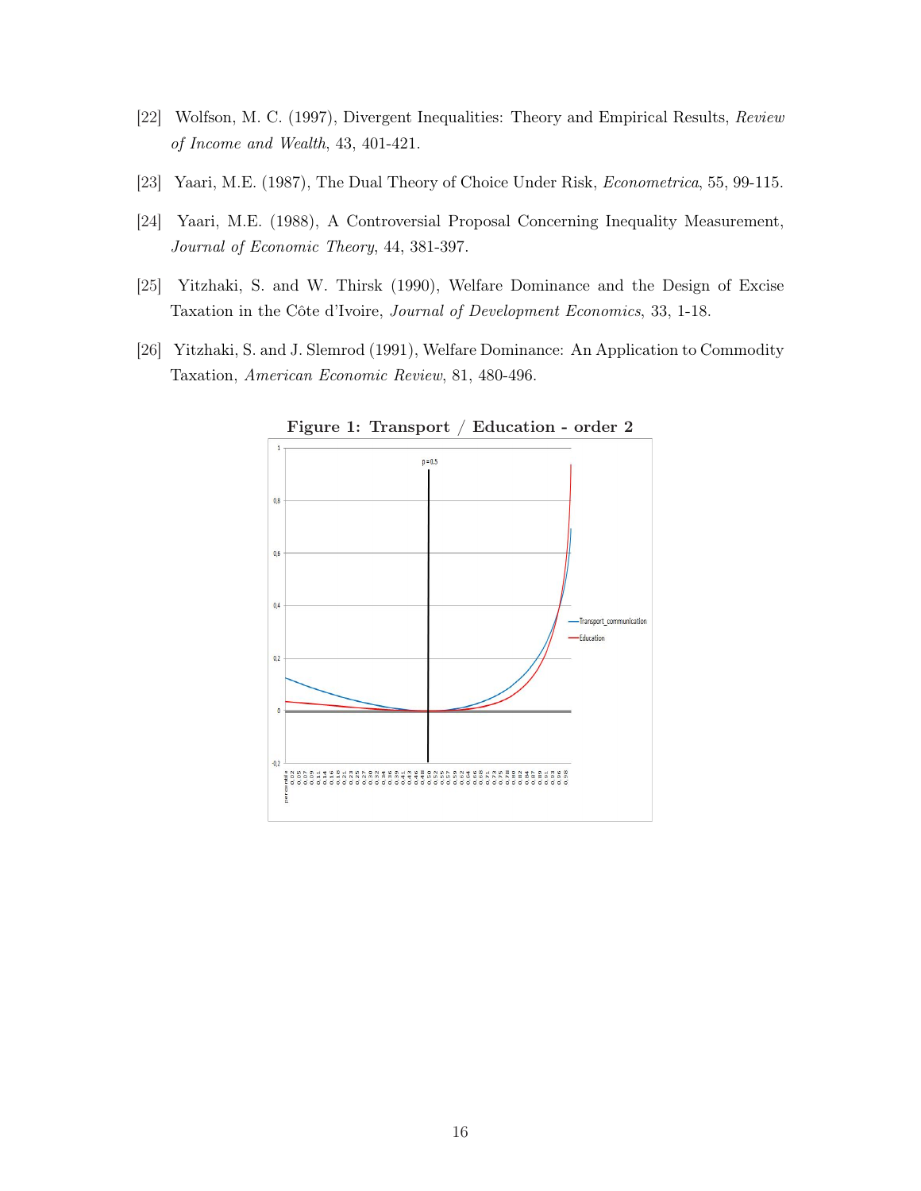[22] Wolfson, M. C. (1997), Divergent Inequalities: Theory and Empirical Results, *Review of Income and Wealth*, 43, 401-421.

[23] Yaari, M.E. (1987), The Dual Theory of Choice Under Risk, *Econometrica*, 55, 99-115.

[24] Yaari, M.E. (1988), A Controversial Proposal Concerning Inequality Measurement, *Journal of Economic Theory*, 44, 381-397.

[25] Yitzhaki, S. and W. Thirsk (1990), Welfare Dominance and the Design of Excise Taxation in the Côte d'Ivoire, *Journal of Development Economics*, 33, 1-18.

[26] Yitzhaki, S. and J. Slemrod (1991), Welfare Dominance: An Application to Commodity Taxation, *American Economic Review*, 81, 480-496.

**Figure 1: Transport / Education - order 2**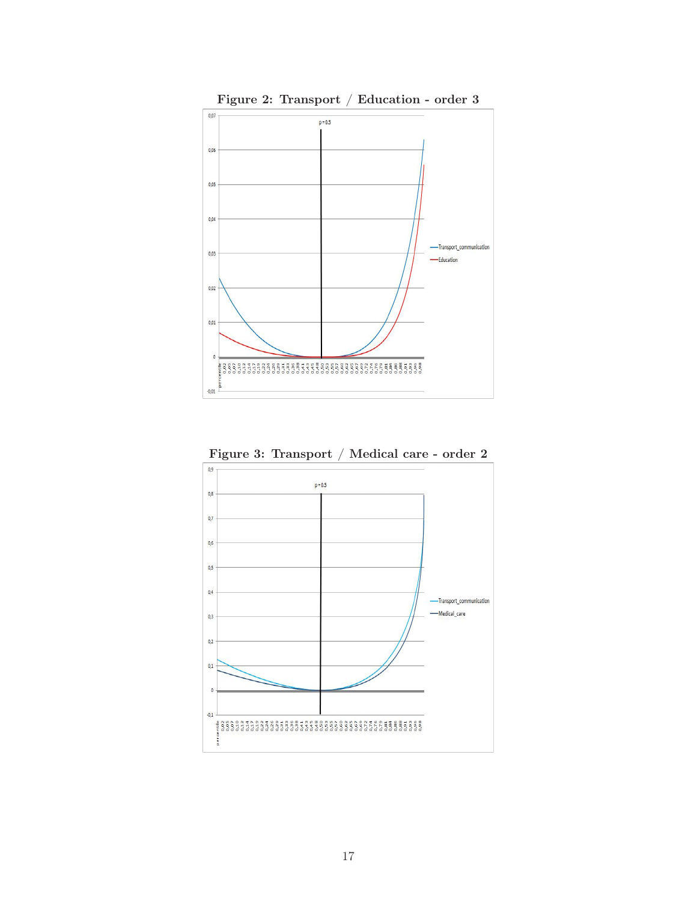**Figure 2: Transport / Education - order 3**

**Figure 3: Transport / Medical care - order 2**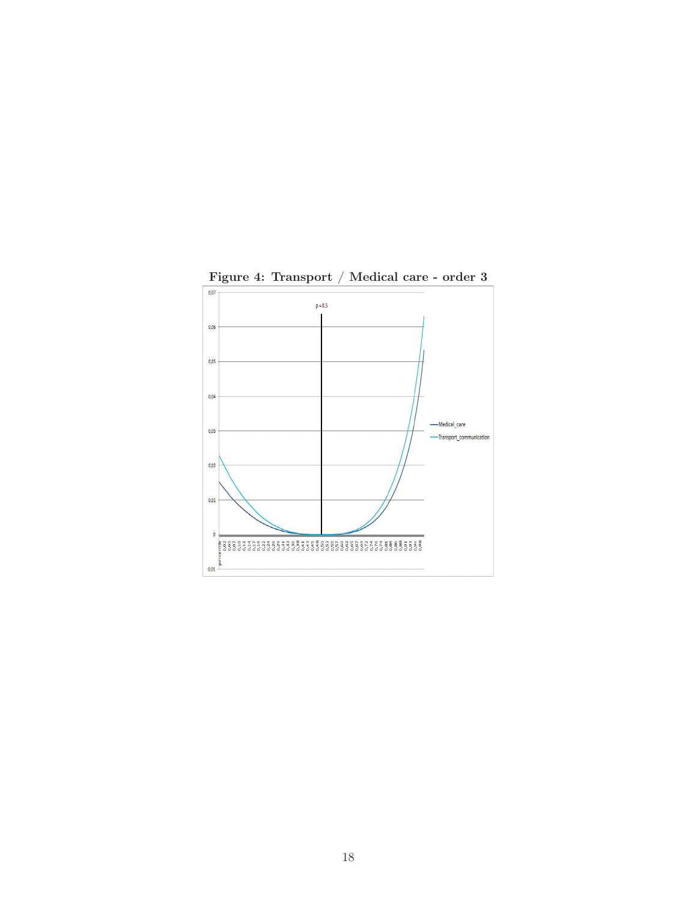**Figure 4: Transport / Medical care - order 3**

0,07
0,06
0,05
0,04
0,03
0,02
0,01
0
-0,01

p=0.5

percentile
0,02 0,05 0,07 0,10 0,12 0,14 0,17 0,19 0,22 0,24 0,26 0,29 0,31 0,33 0,36 0,38 0,41 0,43 0,45 0,48 0,50 0,53 0,55 0,57 0,60 0,62 0,65 0,67 0,69 0,72 0,74 0,76 0,79 0,81 0,84 0,86 0,88 0,91 0,93 0,95 0,98

Medical_care
Transport_communication